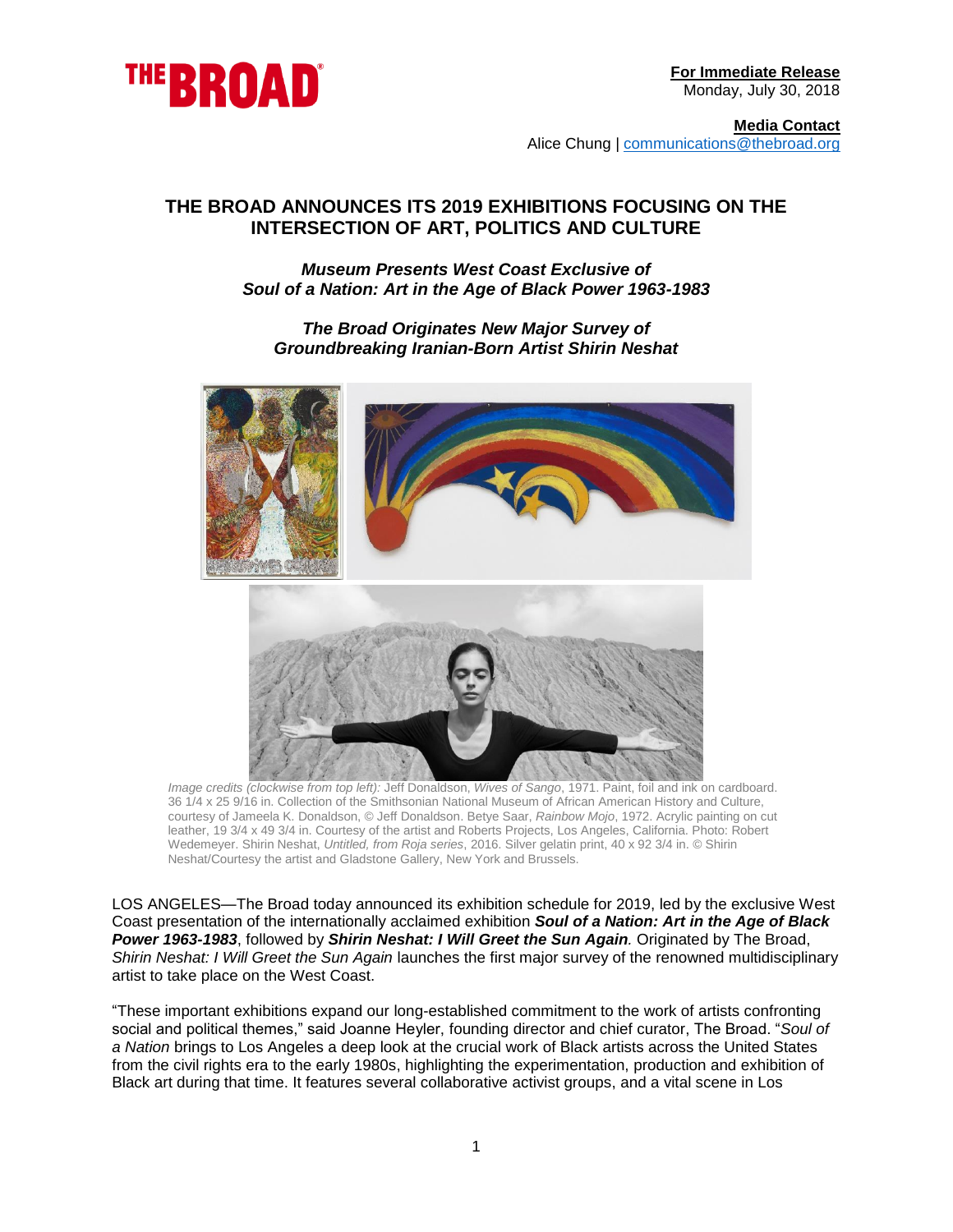THE BROAD

**For Immediate Release**
Monday, July 30, 2018

**Media Contact**
Alice Chung | communications@thebroad.org

# THE BROAD ANNOUNCES ITS 2019 EXHIBITIONS FOCUSING ON THE INTERSECTION OF ART, POLITICS AND CULTURE

***Museum Presents West Coast Exclusive of Soul of a Nation: Art in the Age of Black Power 1963-1983***

***The Broad Originates New Major Survey of Groundbreaking Iranian-Born Artist Shirin Neshat***

*Image credits (clockwise from top left):* Jeff Donaldson, *Wives of Sango*, 1971. Paint, foil and ink on cardboard. 36 1/4 x 25 9/16 in. Collection of the Smithsonian National Museum of African American History and Culture, courtesy of Jameela K. Donaldson, © Jeff Donaldson. Betye Saar, *Rainbow Mojo*, 1972. Acrylic painting on cut leather, 19 3/4 x 49 3/4 in. Courtesy of the artist and Roberts Projects, Los Angeles, California. Photo: Robert Wedemeyer. Shirin Neshat, *Untitled, from Roja series*, 2016. Silver gelatin print, 40 x 92 3/4 in. © Shirin Neshat/Courtesy the artist and Gladstone Gallery, New York and Brussels.

LOS ANGELES—The Broad today announced its exhibition schedule for 2019, led by the exclusive West Coast presentation of the internationally acclaimed exhibition ***Soul of a Nation: Art in the Age of Black Power 1963-1983***, followed by ***Shirin Neshat: I Will Greet the Sun Again***. Originated by The Broad, *Shirin Neshat: I Will Greet the Sun Again* launches the first major survey of the renowned multidisciplinary artist to take place on the West Coast.

"These important exhibitions expand our long-established commitment to the work of artists confronting social and political themes," said Joanne Heyler, founding director and chief curator, The Broad. "*Soul of a Nation* brings to Los Angeles a deep look at the crucial work of Black artists across the United States from the civil rights era to the early 1980s, highlighting the experimentation, production and exhibition of Black art during that time. It features several collaborative activist groups, and a vital scene in Los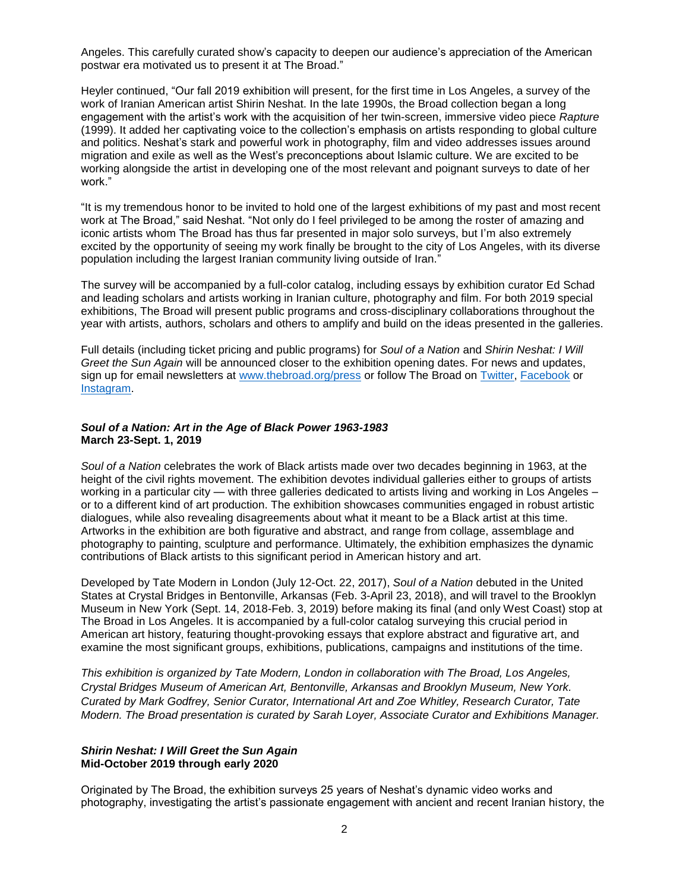Angeles. This carefully curated show's capacity to deepen our audience's appreciation of the American postwar era motivated us to present it at The Broad."

Heyler continued, "Our fall 2019 exhibition will present, for the first time in Los Angeles, a survey of the work of Iranian American artist Shirin Neshat. In the late 1990s, the Broad collection began a long engagement with the artist's work with the acquisition of her twin-screen, immersive video piece *Rapture* (1999). It added her captivating voice to the collection's emphasis on artists responding to global culture and politics. Neshat's stark and powerful work in photography, film and video addresses issues around migration and exile as well as the West's preconceptions about Islamic culture. We are excited to be working alongside the artist in developing one of the most relevant and poignant surveys to date of her work."

"It is my tremendous honor to be invited to hold one of the largest exhibitions of my past and most recent work at The Broad," said Neshat. "Not only do I feel privileged to be among the roster of amazing and iconic artists whom The Broad has thus far presented in major solo surveys, but I'm also extremely excited by the opportunity of seeing my work finally be brought to the city of Los Angeles, with its diverse population including the largest Iranian community living outside of Iran."

The survey will be accompanied by a full-color catalog, including essays by exhibition curator Ed Schad and leading scholars and artists working in Iranian culture, photography and film. For both 2019 special exhibitions, The Broad will present public programs and cross-disciplinary collaborations throughout the year with artists, authors, scholars and others to amplify and build on the ideas presented in the galleries.

Full details (including ticket pricing and public programs) for *Soul of a Nation* and *Shirin Neshat: I Will Greet the Sun Again* will be announced closer to the exhibition opening dates. For news and updates, sign up for email newsletters at www.thebroad.org/press or follow The Broad on Twitter, Facebook or Instagram.

### ***Soul of a Nation: Art in the Age of Black Power 1963-1983***
**March 23-Sept. 1, 2019**

*Soul of a Nation* celebrates the work of Black artists made over two decades beginning in 1963, at the height of the civil rights movement. The exhibition devotes individual galleries either to groups of artists working in a particular city — with three galleries dedicated to artists living and working in Los Angeles – or to a different kind of art production. The exhibition showcases communities engaged in robust artistic dialogues, while also revealing disagreements about what it meant to be a Black artist at this time. Artworks in the exhibition are both figurative and abstract, and range from collage, assemblage and photography to painting, sculpture and performance. Ultimately, the exhibition emphasizes the dynamic contributions of Black artists to this significant period in American history and art.

Developed by Tate Modern in London (July 12-Oct. 22, 2017), *Soul of a Nation* debuted in the United States at Crystal Bridges in Bentonville, Arkansas (Feb. 3-April 23, 2018), and will travel to the Brooklyn Museum in New York (Sept. 14, 2018-Feb. 3, 2019) before making its final (and only West Coast) stop at The Broad in Los Angeles. It is accompanied by a full-color catalog surveying this crucial period in American art history, featuring thought-provoking essays that explore abstract and figurative art, and examine the most significant groups, exhibitions, publications, campaigns and institutions of the time.

*This exhibition is organized by Tate Modern, London in collaboration with The Broad, Los Angeles, Crystal Bridges Museum of American Art, Bentonville, Arkansas and Brooklyn Museum, New York. Curated by Mark Godfrey, Senior Curator, International Art and Zoe Whitley, Research Curator, Tate Modern. The Broad presentation is curated by Sarah Loyer, Associate Curator and Exhibitions Manager.*

### ***Shirin Neshat: I Will Greet the Sun Again***
**Mid-October 2019 through early 2020**

Originated by The Broad, the exhibition surveys 25 years of Neshat's dynamic video works and photography, investigating the artist's passionate engagement with ancient and recent Iranian history, the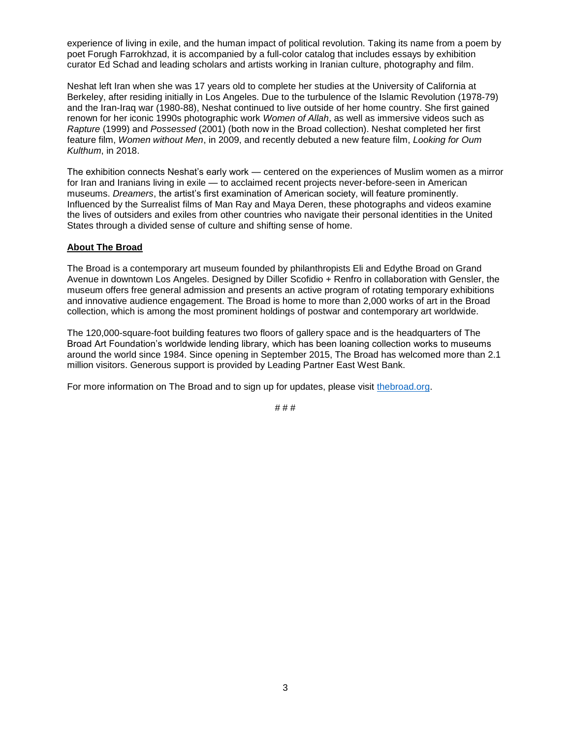experience of living in exile, and the human impact of political revolution. Taking its name from a poem by poet Forugh Farrokhzad, it is accompanied by a full-color catalog that includes essays by exhibition curator Ed Schad and leading scholars and artists working in Iranian culture, photography and film.

Neshat left Iran when she was 17 years old to complete her studies at the University of California at Berkeley, after residing initially in Los Angeles. Due to the turbulence of the Islamic Revolution (1978-79) and the Iran-Iraq war (1980-88), Neshat continued to live outside of her home country. She first gained renown for her iconic 1990s photographic work *Women of Allah*, as well as immersive videos such as *Rapture* (1999) and *Possessed* (2001) (both now in the Broad collection). Neshat completed her first feature film, *Women without Men*, in 2009, and recently debuted a new feature film, *Looking for Oum Kulthum*, in 2018.

The exhibition connects Neshat's early work — centered on the experiences of Muslim women as a mirror for Iran and Iranians living in exile — to acclaimed recent projects never-before-seen in American museums. *Dreamers*, the artist's first examination of American society, will feature prominently. Influenced by the Surrealist films of Man Ray and Maya Deren, these photographs and videos examine the lives of outsiders and exiles from other countries who navigate their personal identities in the United States through a divided sense of culture and shifting sense of home.

**About The Broad**

The Broad is a contemporary art museum founded by philanthropists Eli and Edythe Broad on Grand Avenue in downtown Los Angeles. Designed by Diller Scofidio + Renfro in collaboration with Gensler, the museum offers free general admission and presents an active program of rotating temporary exhibitions and innovative audience engagement. The Broad is home to more than 2,000 works of art in the Broad collection, which is among the most prominent holdings of postwar and contemporary art worldwide.

The 120,000-square-foot building features two floors of gallery space and is the headquarters of The Broad Art Foundation's worldwide lending library, which has been loaning collection works to museums around the world since 1984. Since opening in September 2015, The Broad has welcomed more than 2.1 million visitors. Generous support is provided by Leading Partner East West Bank.

For more information on The Broad and to sign up for updates, please visit [thebroad.org](http://thebroad.org).

# # #